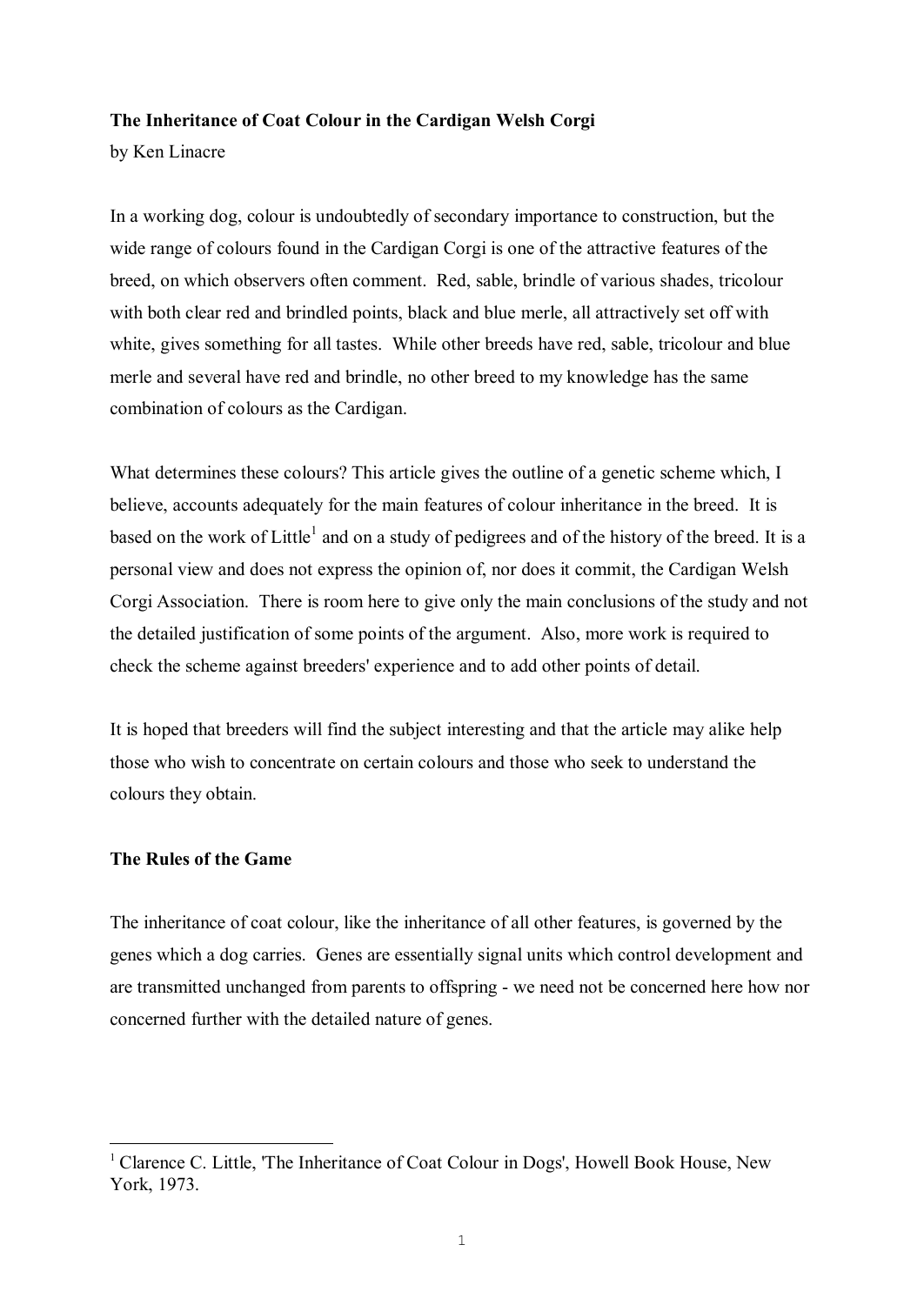# The Inheritance of Coat Colour in the Cardigan Welsh Corgi

by Ken Linacre

In a working dog, colour is undoubtedly of secondary importance to construction, but the wide range of colours found in the Cardigan Corgi is one of the attractive features of the breed, on which observers often comment. Red, sable, brindle of various shades, tricolour with both clear red and brindled points, black and blue merle, all attractively set off with white, gives something for all tastes. While other breeds have red, sable, tricolour and blue merle and several have red and brindle, no other breed to my knowledge has the same combination of colours as the Cardigan.

What determines these colours? This article gives the outline of a genetic scheme which, I believe, accounts adequately for the main features of colour inheritance in the breed. It is based on the work of Little[1] and on a study of pedigrees and of the history of the breed. It is a personal view and does not express the opinion of, nor does it commit, the Cardigan Welsh Corgi Association. There is room here to give only the main conclusions of the study and not the detailed justification of some points of the argument. Also, more work is required to check the scheme against breeders' experience and to add other points of detail.

It is hoped that breeders will find the subject interesting and that the article may alike help those who wish to concentrate on certain colours and those who seek to understand the colours they obtain.

## The Rules of the Game

The inheritance of coat colour, like the inheritance of all other features, is governed by the genes which a dog carries. Genes are essentially signal units which control development and are transmitted unchanged from parents to offspring - we need not be concerned here how nor concerned further with the detailed nature of genes.

[1] Clarence C. Little, 'The Inheritance of Coat Colour in Dogs', Howell Book House, New York, 1973.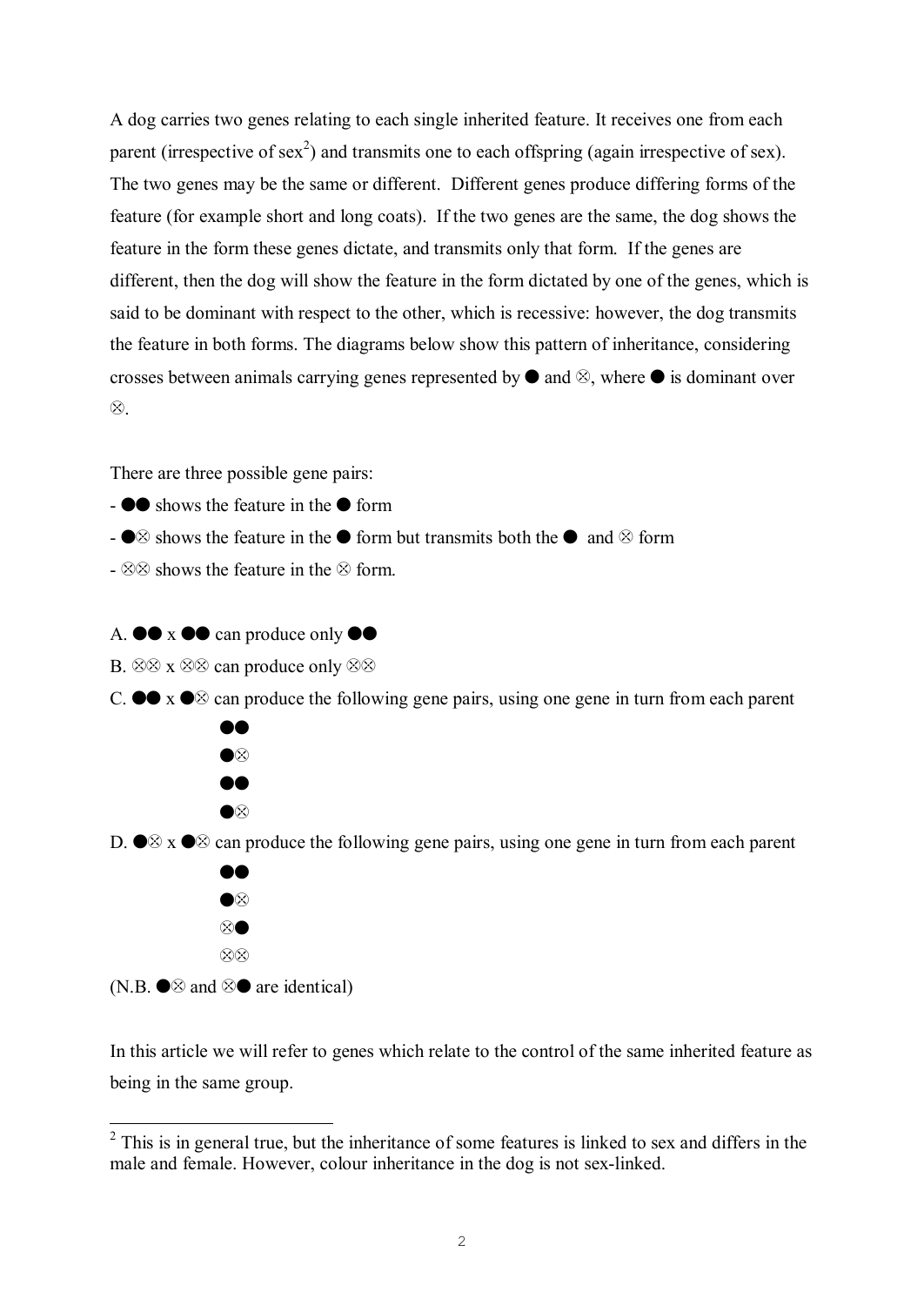A dog carries two genes relating to each single inherited feature. It receives one from each parent (irrespective of sex[2]) and transmits one to each offspring (again irrespective of sex). The two genes may be the same or different. Different genes produce differing forms of the feature (for example short and long coats). If the two genes are the same, the dog shows the feature in the form these genes dictate, and transmits only that form. If the genes are different, then the dog will show the feature in the form dictated by one of the genes, which is said to be dominant with respect to the other, which is recessive: however, the dog transmits the feature in both forms. The diagrams below show this pattern of inheritance, considering crosses between animals carrying genes represented by ● and ⊗, where ● is dominant over ⊗.

There are three possible gene pairs:

- ●● shows the feature in the ● form
- ●⊗ shows the feature in the ● form but transmits both the ● and ⊗ form
- ⊗⊗ shows the feature in the ⊗ form.

A. ●● x ●● can produce only ●●

B. ⊗⊗ x ⊗⊗ can produce only ⊗⊗

C. ●● x ●⊗ can produce the following gene pairs, using one gene in turn from each parent

    ●●
    ●⊗
    ●●
    ●⊗

D. ●⊗ x ●⊗ can produce the following gene pairs, using one gene in turn from each parent

    ●●
    ●⊗
    ⊗●
    ⊗⊗

(N.B. ●⊗ and ⊗● are identical)

In this article we will refer to genes which relate to the control of the same inherited feature as being in the same group.

---

[2] This is in general true, but the inheritance of some features is linked to sex and differs in the male and female. However, colour inheritance in the dog is not sex-linked.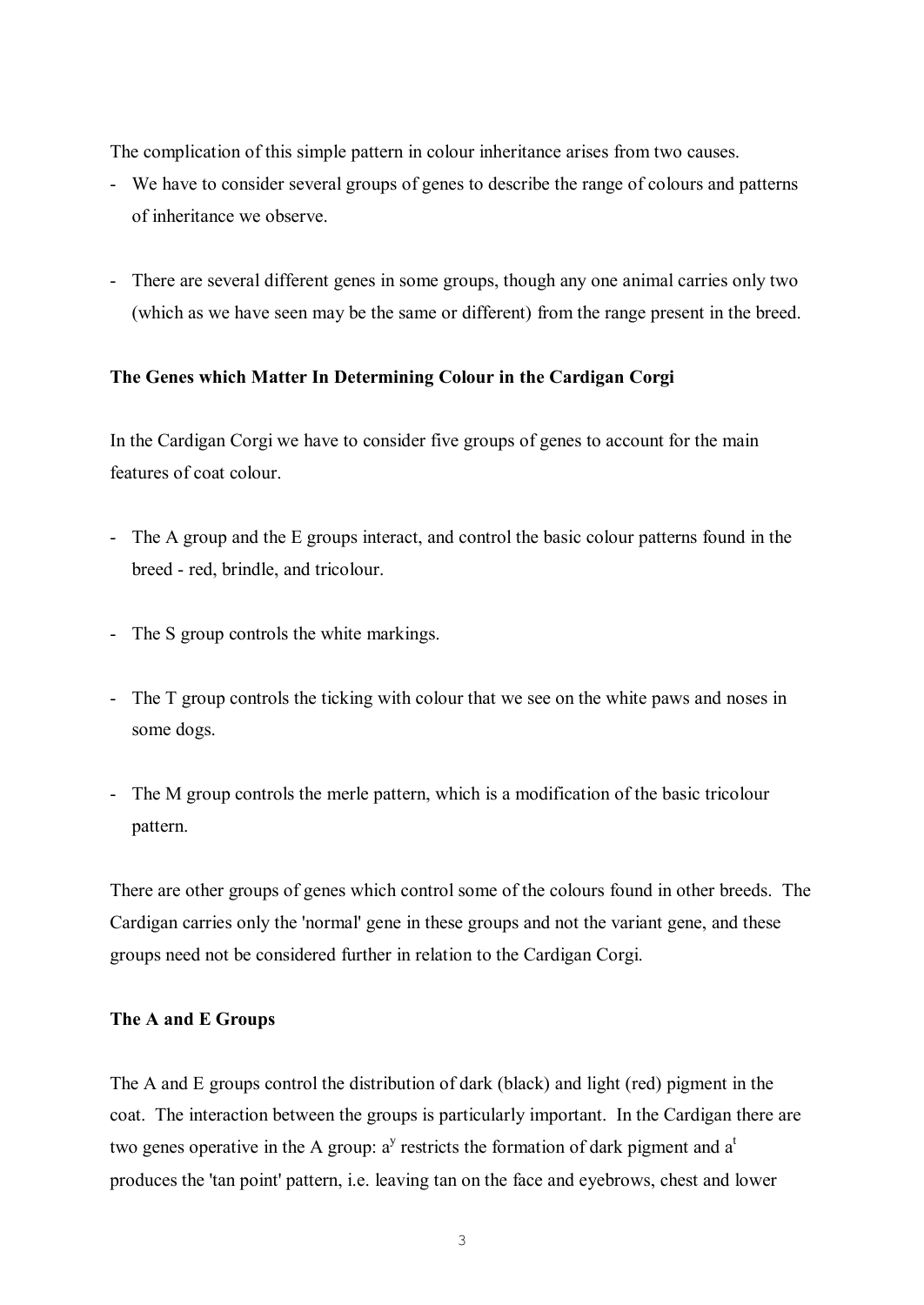The complication of this simple pattern in colour inheritance arises from two causes.

- We have to consider several groups of genes to describe the range of colours and patterns of inheritance we observe.

- There are several different genes in some groups, though any one animal carries only two (which as we have seen may be the same or different) from the range present in the breed.

**The Genes which Matter In Determining Colour in the Cardigan Corgi**

In the Cardigan Corgi we have to consider five groups of genes to account for the main features of coat colour.

- The A group and the E groups interact, and control the basic colour patterns found in the breed - red, brindle, and tricolour.

- The S group controls the white markings.

- The T group controls the ticking with colour that we see on the white paws and noses in some dogs.

- The M group controls the merle pattern, which is a modification of the basic tricolour pattern.

There are other groups of genes which control some of the colours found in other breeds. The Cardigan carries only the 'normal' gene in these groups and not the variant gene, and these groups need not be considered further in relation to the Cardigan Corgi.

**The A and E Groups**

The A and E groups control the distribution of dark (black) and light (red) pigment in the coat. The interaction between the groups is particularly important. In the Cardigan there are two genes operative in the A group: $a^y$ restricts the formation of dark pigment and $a^t$ produces the 'tan point' pattern, i.e. leaving tan on the face and eyebrows, chest and lower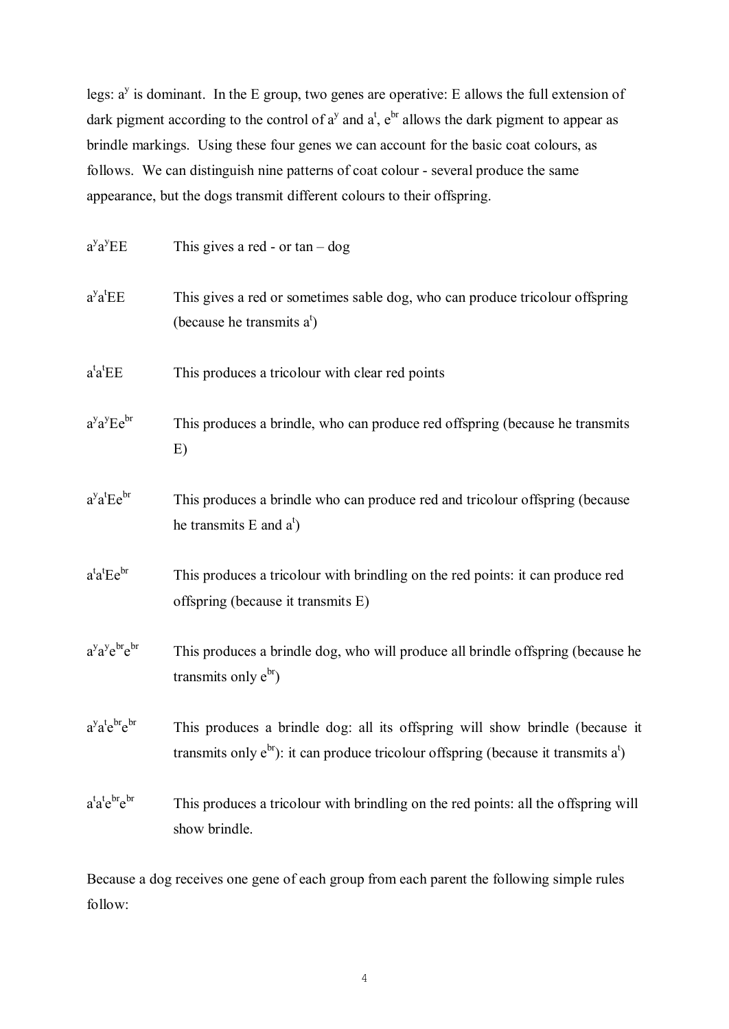legs: $a^y$ is dominant. In the E group, two genes are operative: E allows the full extension of dark pigment according to the control of $a^y$ and $a^t$, $e^{br}$ allows the dark pigment to appear as brindle markings. Using these four genes we can account for the basic coat colours, as follows. We can distinguish nine patterns of coat colour - several produce the same appearance, but the dogs transmit different colours to their offspring.

| Genotype | Description |
|---|---|
| $a^y a^y EE$ | This gives a red - or tan – dog |
| $a^y a^t EE$ | This gives a red or sometimes sable dog, who can produce tricolour offspring (because he transmits $a^t$) |
| $a^t a^t EE$ | This produces a tricolour with clear red points |
| $a^y a^y Ee^{br}$ | This produces a brindle, who can produce red offspring (because he transmits E) |
| $a^y a^t Ee^{br}$ | This produces a brindle who can produce red and tricolour offspring (because he transmits E and $a^t$) |
| $a^t a^t Ee^{br}$ | This produces a tricolour with brindling on the red points: it can produce red offspring (because it transmits E) |
| $a^y a^y e^{br} e^{br}$ | This produces a brindle dog, who will produce all brindle offspring (because he transmits only $e^{br}$) |
| $a^y a^t e^{br} e^{br}$ | This produces a brindle dog: all its offspring will show brindle (because it transmits only $e^{br}$): it can produce tricolour offspring (because it transmits $a^t$) |
| $a^t a^t e^{br} e^{br}$ | This produces a tricolour with brindling on the red points: all the offspring will show brindle. |

Because a dog receives one gene of each group from each parent the following simple rules follow: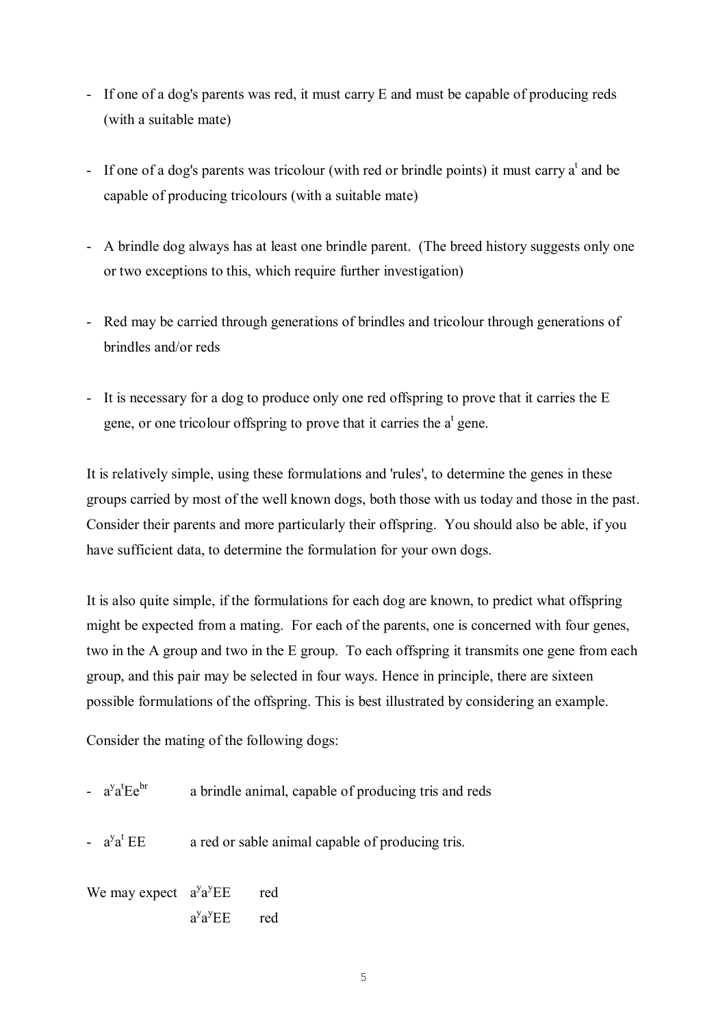- If one of a dog's parents was red, it must carry E and must be capable of producing reds (with a suitable mate)

- If one of a dog's parents was tricolour (with red or brindle points) it must carry $a^t$ and be capable of producing tricolours (with a suitable mate)

- A brindle dog always has at least one brindle parent. (The breed history suggests only one or two exceptions to this, which require further investigation)

- Red may be carried through generations of brindles and tricolour through generations of brindles and/or reds

- It is necessary for a dog to produce only one red offspring to prove that it carries the E gene, or one tricolour offspring to prove that it carries the $a^t$ gene.

It is relatively simple, using these formulations and 'rules', to determine the genes in these groups carried by most of the well known dogs, both those with us today and those in the past. Consider their parents and more particularly their offspring. You should also be able, if you have sufficient data, to determine the formulation for your own dogs.

It is also quite simple, if the formulations for each dog are known, to predict what offspring might be expected from a mating. For each of the parents, one is concerned with four genes, two in the A group and two in the E group. To each offspring it transmits one gene from each group, and this pair may be selected in four ways. Hence in principle, there are sixteen possible formulations of the offspring. This is best illustrated by considering an example.

Consider the mating of the following dogs:

- $a^y a^t E e^{br}$ a brindle animal, capable of producing tris and reds

- $a^y a^t EE$ a red or sable animal capable of producing tris.

We may expect $a^y a^y EE$ red
$a^y a^y EE$ red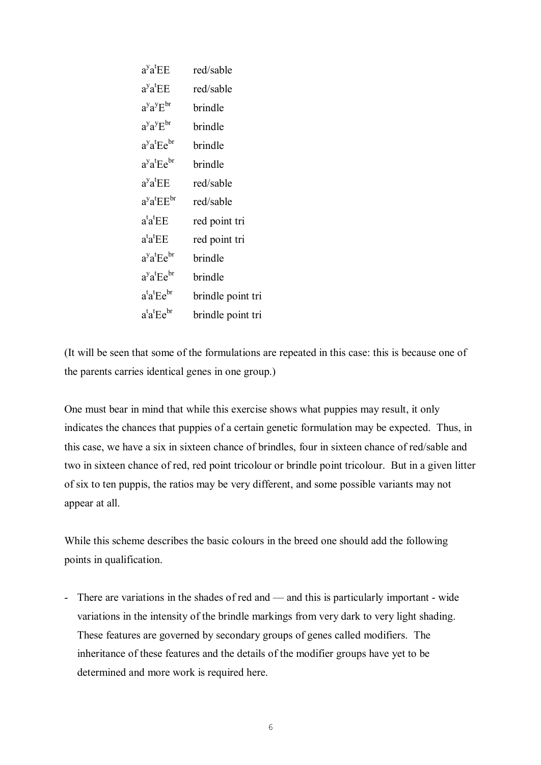| | |
|---|---|
| $a^y a^t EE$ | red/sable |
| $a^y a^t EE$ | red/sable |
| $a^y a^y E^{br}$ | brindle |
| $a^y a^y E^{br}$ | brindle |
| $a^y a^t Ee^{br}$ | brindle |
| $a^y a^t Ee^{br}$ | brindle |
| $a^y a^t EE$ | red/sable |
| $a^y a^t EE^{br}$ | red/sable |
| $a^t a^t EE$ | red point tri |
| $a^t a^t EE$ | red point tri |
| $a^y a^t Ee^{br}$ | brindle |
| $a^y a^t Ee^{br}$ | brindle |
| $a^t a^t Ee^{br}$ | brindle point tri |
| $a^t a^t Ee^{br}$ | brindle point tri |

(It will be seen that some of the formulations are repeated in this case: this is because one of the parents carries identical genes in one group.)

One must bear in mind that while this exercise shows what puppies may result, it only indicates the chances that puppies of a certain genetic formulation may be expected. Thus, in this case, we have a six in sixteen chance of brindles, four in sixteen chance of red/sable and two in sixteen chance of red, red point tricolour or brindle point tricolour. But in a given litter of six to ten puppis, the ratios may be very different, and some possible variants may not appear at all.

While this scheme describes the basic colours in the breed one should add the following points in qualification.

- There are variations in the shades of red and — and this is particularly important - wide variations in the intensity of the brindle markings from very dark to very light shading. These features are governed by secondary groups of genes called modifiers. The inheritance of these features and the details of the modifier groups have yet to be determined and more work is required here.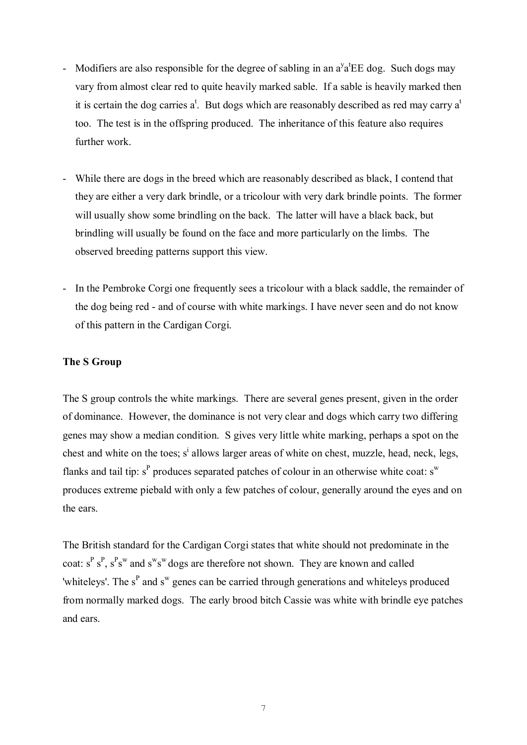- Modifiers are also responsible for the degree of sabling in an $a^y a^t EE$ dog. Such dogs may vary from almost clear red to quite heavily marked sable. If a sable is heavily marked then it is certain the dog carries $a^t$. But dogs which are reasonably described as red may carry $a^t$ too. The test is in the offspring produced. The inheritance of this feature also requires further work.

- While there are dogs in the breed which are reasonably described as black, I contend that they are either a very dark brindle, or a tricolour with very dark brindle points. The former will usually show some brindling on the back. The latter will have a black back, but brindling will usually be found on the face and more particularly on the limbs. The observed breeding patterns support this view.

- In the Pembroke Corgi one frequently sees a tricolour with a black saddle, the remainder of the dog being red - and of course with white markings. I have never seen and do not know of this pattern in the Cardigan Corgi.

**The S Group**

The S group controls the white markings. There are several genes present, given in the order of dominance. However, the dominance is not very clear and dogs which carry two differing genes may show a median condition. S gives very little white marking, perhaps a spot on the chest and white on the toes; $s^i$ allows larger areas of white on chest, muzzle, head, neck, legs, flanks and tail tip: $s^P$ produces separated patches of colour in an otherwise white coat: $s^w$ produces extreme piebald with only a few patches of colour, generally around the eyes and on the ears.

The British standard for the Cardigan Corgi states that white should not predominate in the coat: $s^P s^P$, $s^P s^w$ and $s^w s^w$ dogs are therefore not shown. They are known and called 'whiteleys'. The $s^P$ and $s^w$ genes can be carried through generations and whiteleys produced from normally marked dogs. The early brood bitch Cassie was white with brindle eye patches and ears.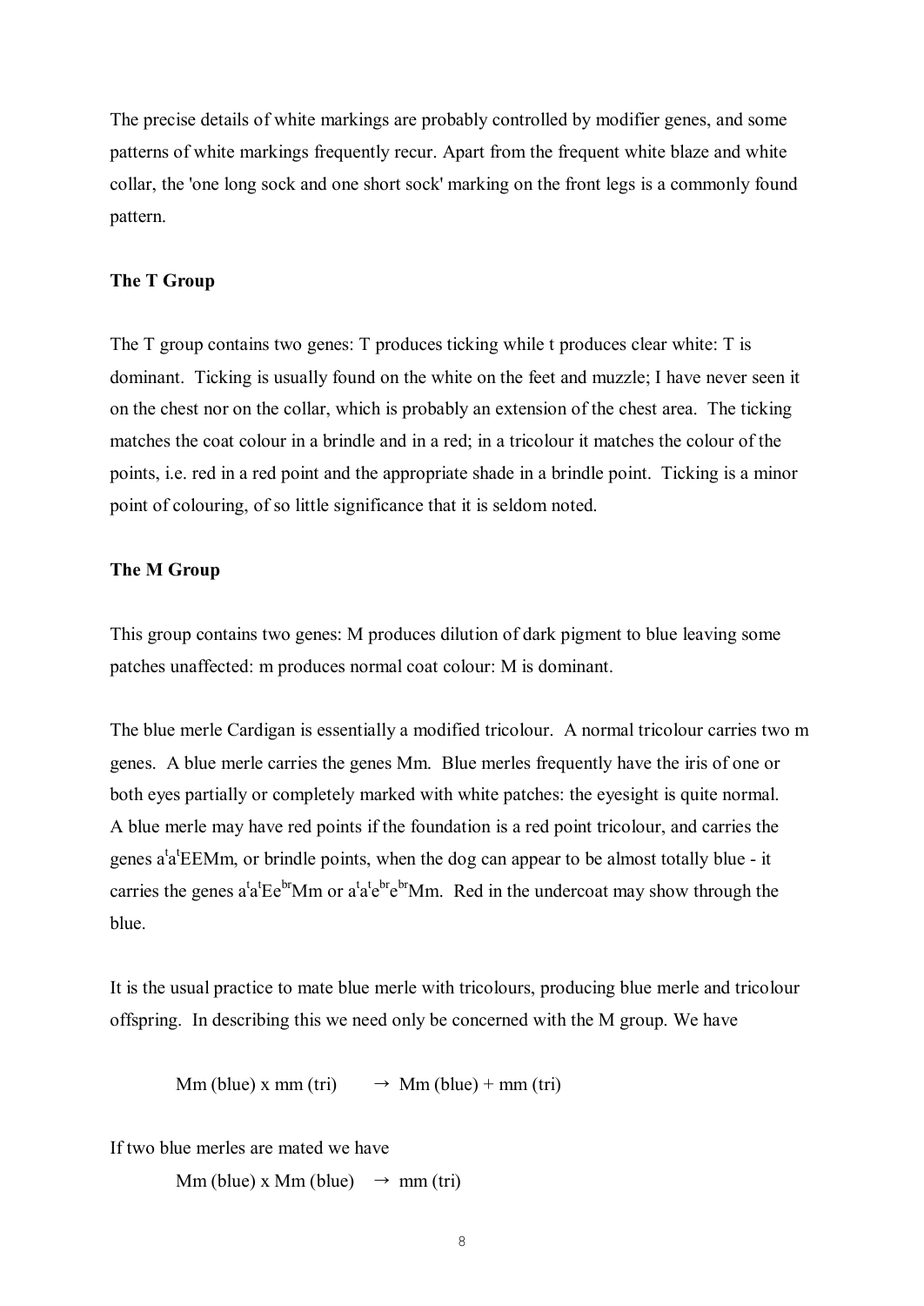The precise details of white markings are probably controlled by modifier genes, and some patterns of white markings frequently recur. Apart from the frequent white blaze and white collar, the 'one long sock and one short sock' marking on the front legs is a commonly found pattern.

**The T Group**

The T group contains two genes: T produces ticking while t produces clear white: T is dominant. Ticking is usually found on the white on the feet and muzzle; I have never seen it on the chest nor on the collar, which is probably an extension of the chest area. The ticking matches the coat colour in a brindle and in a red; in a tricolour it matches the colour of the points, i.e. red in a red point and the appropriate shade in a brindle point. Ticking is a minor point of colouring, of so little significance that it is seldom noted.

**The M Group**

This group contains two genes: M produces dilution of dark pigment to blue leaving some patches unaffected: m produces normal coat colour: M is dominant.

The blue merle Cardigan is essentially a modified tricolour. A normal tricolour carries two m genes. A blue merle carries the genes Mm. Blue merles frequently have the iris of one or both eyes partially or completely marked with white patches: the eyesight is quite normal. A blue merle may have red points if the foundation is a red point tricolour, and carries the genes $a^ta^t$EEMm, or brindle points, when the dog can appear to be almost totally blue - it carries the genes $a^ta^tEe^{br}$Mm or $a^ta^te^{br}e^{br}$Mm. Red in the undercoat may show through the blue.

It is the usual practice to mate blue merle with tricolours, producing blue merle and tricolour offspring. In describing this we need only be concerned with the M group. We have

Mm (blue) x mm (tri) $\rightarrow$ Mm (blue) + mm (tri)

If two blue merles are mated we have

Mm (blue) x Mm (blue) $\rightarrow$ mm (tri)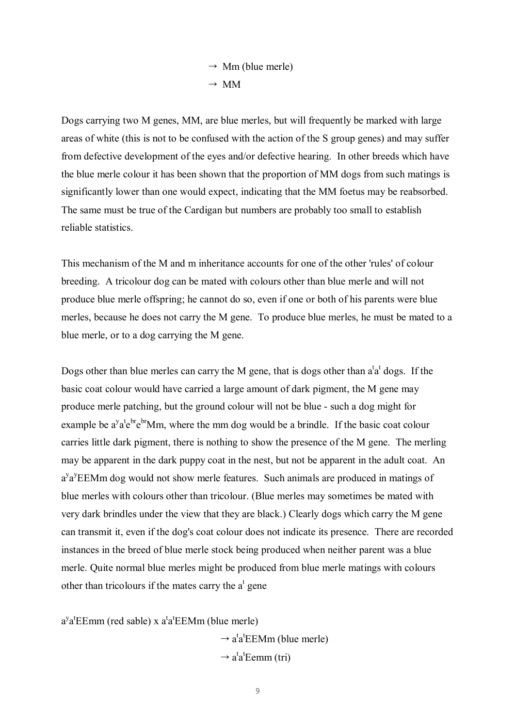→ Mm (blue merle)

→ MM

Dogs carrying two M genes, MM, are blue merles, but will frequently be marked with large areas of white (this is not to be confused with the action of the S group genes) and may suffer from defective development of the eyes and/or defective hearing. In other breeds which have the blue merle colour it has been shown that the proportion of MM dogs from such matings is significantly lower than one would expect, indicating that the MM foetus may be reabsorbed. The same must be true of the Cardigan but numbers are probably too small to establish reliable statistics.

This mechanism of the M and m inheritance accounts for one of the other 'rules' of colour breeding. A tricolour dog can be mated with colours other than blue merle and will not produce blue merle offspring; he cannot do so, even if one or both of his parents were blue merles, because he does not carry the M gene. To produce blue merles, he must be mated to a blue merle, or to a dog carrying the M gene.

Dogs other than blue merles can carry the M gene, that is dogs other than $a^ta^t$ dogs. If the basic coat colour would have carried a large amount of dark pigment, the M gene may produce merle patching, but the ground colour will not be blue - such a dog might for example be $a^ya^te^{br}e^{br}$Mm, where the mm dog would be a brindle. If the basic coat colour carries little dark pigment, there is nothing to show the presence of the M gene. The merling may be apparent in the dark puppy coat in the nest, but not be apparent in the adult coat. An $a^ya^y$EEMm dog would not show merle features. Such animals are produced in matings of blue merles with colours other than tricolour. (Blue merles may sometimes be mated with very dark brindles under the view that they are black.) Clearly dogs which carry the M gene can transmit it, even if the dog's coat colour does not indicate its presence. There are recorded instances in the breed of blue merle stock being produced when neither parent was a blue merle. Quite normal blue merles might be produced from blue merle matings with colours other than tricolours if the mates carry the $a^t$ gene

$a^ya^t$EEmm (red sable) x $a^ta^t$EEMm (blue merle)

→ $a^ta^t$EEMm (blue merle)

→ $a^ta^t$Eemm (tri)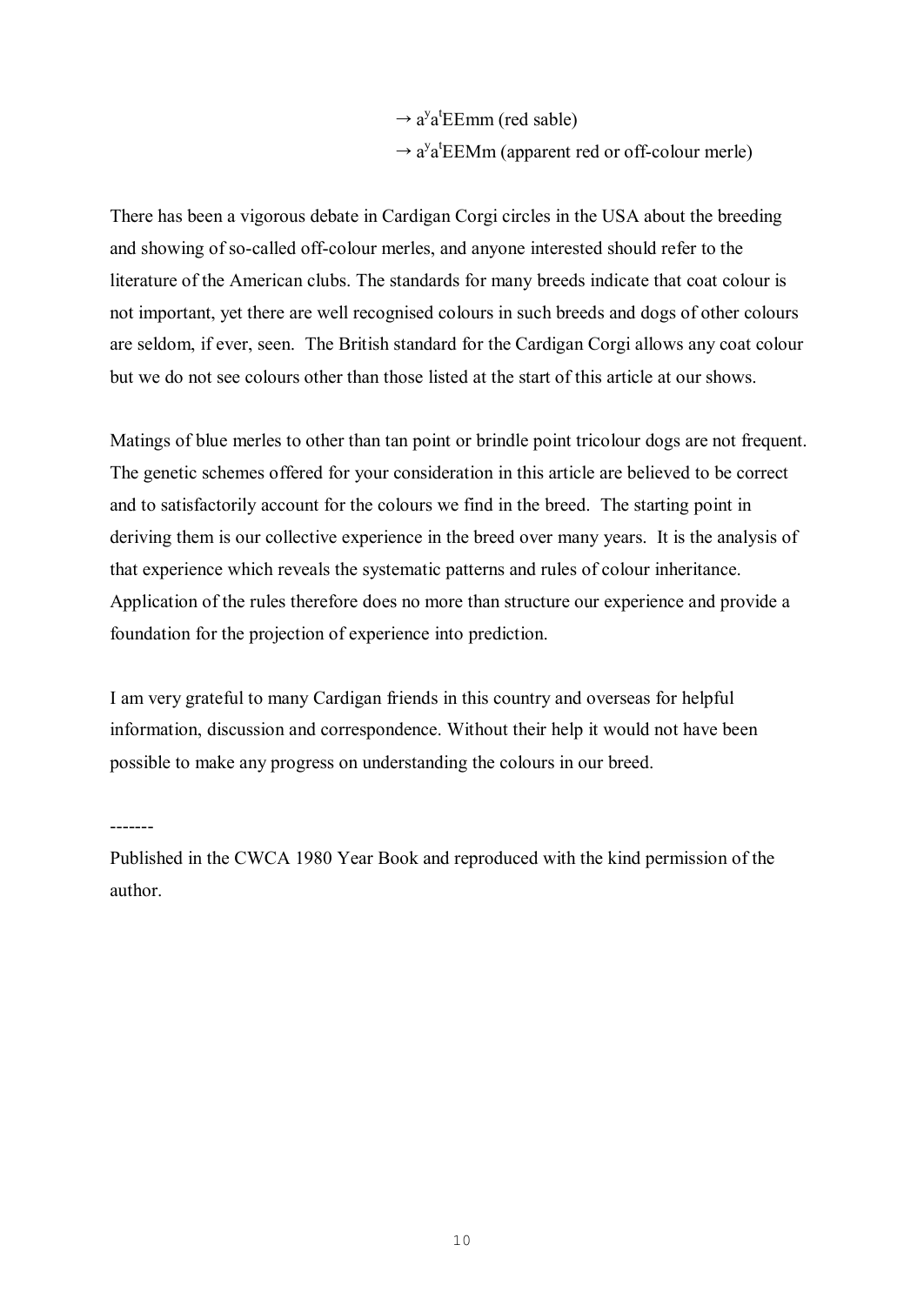$\rightarrow a^y a^t EEmm$ (red sable)

$\rightarrow a^y a^t EEMm$ (apparent red or off-colour merle)

There has been a vigorous debate in Cardigan Corgi circles in the USA about the breeding and showing of so-called off-colour merles, and anyone interested should refer to the literature of the American clubs. The standards for many breeds indicate that coat colour is not important, yet there are well recognised colours in such breeds and dogs of other colours are seldom, if ever, seen. The British standard for the Cardigan Corgi allows any coat colour but we do not see colours other than those listed at the start of this article at our shows.

Matings of blue merles to other than tan point or brindle point tricolour dogs are not frequent. The genetic schemes offered for your consideration in this article are believed to be correct and to satisfactorily account for the colours we find in the breed. The starting point in deriving them is our collective experience in the breed over many years. It is the analysis of that experience which reveals the systematic patterns and rules of colour inheritance. Application of the rules therefore does no more than structure our experience and provide a foundation for the projection of experience into prediction.

I am very grateful to many Cardigan friends in this country and overseas for helpful information, discussion and correspondence. Without their help it would not have been possible to make any progress on understanding the colours in our breed.

-------

Published in the CWCA 1980 Year Book and reproduced with the kind permission of the author.